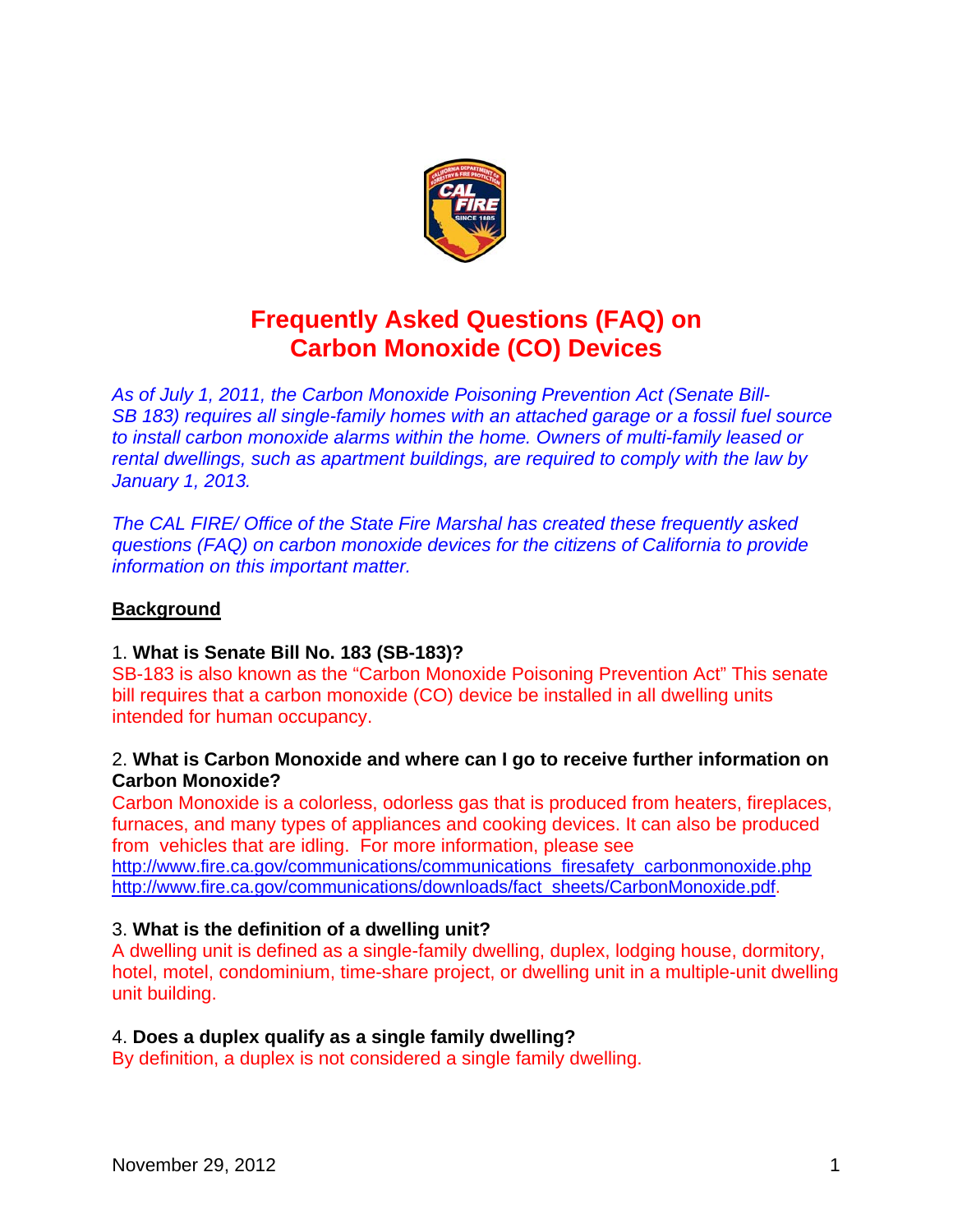# Frequently Asked Questions (FAQ) on Carbon Monoxide (CO) Devices

*As of July 1, 2011, the Carbon Monoxide Poisoning Prevention Act (Senate Bill-SB 183) requires all single-family homes with an attached garage or a fossil fuel source to install carbon monoxide alarms within the home. Owners of multi-family leased or rental dwellings, such as apartment buildings, are required to comply with the law by January 1, 2013.*

*The CAL FIRE/ Office of the State Fire Marshal has created these frequently asked questions (FAQ) on carbon monoxide devices for the citizens of California to provide information on this important matter.*

## Background

1. **What is Senate Bill No. 183 (SB-183)?**
SB-183 is also known as the "Carbon Monoxide Poisoning Prevention Act" This senate bill requires that a carbon monoxide (CO) device be installed in all dwelling units intended for human occupancy.

2. **What is Carbon Monoxide and where can I go to receive further information on Carbon Monoxide?**
Carbon Monoxide is a colorless, odorless gas that is produced from heaters, fireplaces, furnaces, and many types of appliances and cooking devices. It can also be produced from vehicles that are idling. For more information, please see
http://www.fire.ca.gov/communications/communications_firesafety_carbonmonoxide.php
http://www.fire.ca.gov/communications/downloads/fact_sheets/CarbonMonoxide.pdf.

3. **What is the definition of a dwelling unit?**
A dwelling unit is defined as a single-family dwelling, duplex, lodging house, dormitory, hotel, motel, condominium, time-share project, or dwelling unit in a multiple-unit dwelling unit building.

4. **Does a duplex qualify as a single family dwelling?**
By definition, a duplex is not considered a single family dwelling.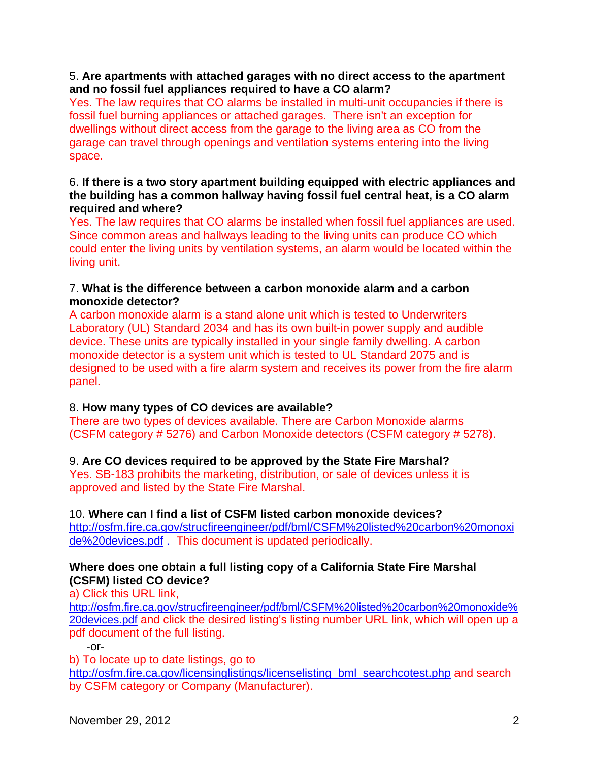5. **Are apartments with attached garages with no direct access to the apartment and no fossil fuel appliances required to have a CO alarm?**
Yes. The law requires that CO alarms be installed in multi-unit occupancies if there is fossil fuel burning appliances or attached garages. There isn't an exception for dwellings without direct access from the garage to the living area as CO from the garage can travel through openings and ventilation systems entering into the living space.

6. **If there is a two story apartment building equipped with electric appliances and the building has a common hallway having fossil fuel central heat, is a CO alarm required and where?**
Yes. The law requires that CO alarms be installed when fossil fuel appliances are used. Since common areas and hallways leading to the living units can produce CO which could enter the living units by ventilation systems, an alarm would be located within the living unit.

7. **What is the difference between a carbon monoxide alarm and a carbon monoxide detector?**
A carbon monoxide alarm is a stand alone unit which is tested to Underwriters Laboratory (UL) Standard 2034 and has its own built-in power supply and audible device. These units are typically installed in your single family dwelling. A carbon monoxide detector is a system unit which is tested to UL Standard 2075 and is designed to be used with a fire alarm system and receives its power from the fire alarm panel.

8. **How many types of CO devices are available?**
There are two types of devices available. There are Carbon Monoxide alarms (CSFM category # 5276) and Carbon Monoxide detectors (CSFM category # 5278).

9. **Are CO devices required to be approved by the State Fire Marshal?**
Yes. SB-183 prohibits the marketing, distribution, or sale of devices unless it is approved and listed by the State Fire Marshal.

10. **Where can I find a list of CSFM listed carbon monoxide devices?**
http://osfm.fire.ca.gov/strucfireengineer/pdf/bml/CSFM%20listed%20carbon%20monoxide%20devices.pdf . This document is updated periodically.

**Where does one obtain a full listing copy of a California State Fire Marshal (CSFM) listed CO device?**
a) Click this URL link, http://osfm.fire.ca.gov/strucfireengineer/pdf/bml/CSFM%20listed%20carbon%20monoxide%20devices.pdf and click the desired listing's listing number URL link, which will open up a pdf document of the full listing.

-or-

b) To locate up to date listings, go to http://osfm.fire.ca.gov/licensinglistings/licenselisting_bml_searchcotest.php and search by CSFM category or Company (Manufacturer).

November 29, 2012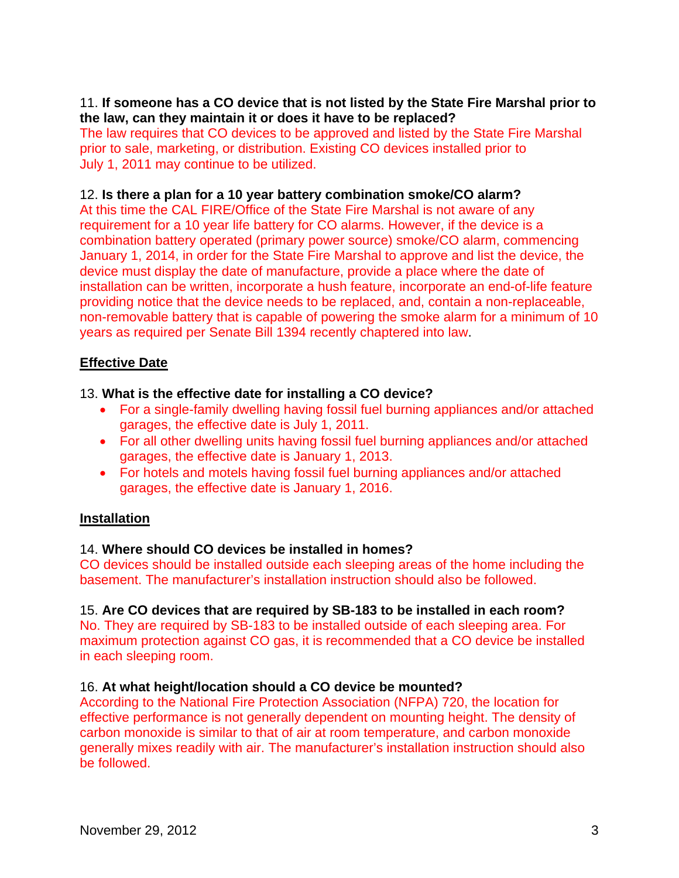11. **If someone has a CO device that is not listed by the State Fire Marshal prior to the law, can they maintain it or does it have to be replaced?**
The law requires that CO devices to be approved and listed by the State Fire Marshal prior to sale, marketing, or distribution. Existing CO devices installed prior to July 1, 2011 may continue to be utilized.

12. **Is there a plan for a 10 year battery combination smoke/CO alarm?**
At this time the CAL FIRE/Office of the State Fire Marshal is not aware of any requirement for a 10 year life battery for CO alarms. However, if the device is a combination battery operated (primary power source) smoke/CO alarm, commencing January 1, 2014, in order for the State Fire Marshal to approve and list the device, the device must display the date of manufacture, provide a place where the date of installation can be written, incorporate a hush feature, incorporate an end-of-life feature providing notice that the device needs to be replaced, and, contain a non-replaceable, non-removable battery that is capable of powering the smoke alarm for a minimum of 10 years as required per Senate Bill 1394 recently chaptered into law.

## Effective Date

13. **What is the effective date for installing a CO device?**

- For a single-family dwelling having fossil fuel burning appliances and/or attached garages, the effective date is July 1, 2011.
- For all other dwelling units having fossil fuel burning appliances and/or attached garages, the effective date is January 1, 2013.
- For hotels and motels having fossil fuel burning appliances and/or attached garages, the effective date is January 1, 2016.

## Installation

14. **Where should CO devices be installed in homes?**
CO devices should be installed outside each sleeping areas of the home including the basement. The manufacturer's installation instruction should also be followed.

15. **Are CO devices that are required by SB-183 to be installed in each room?**
No. They are required by SB-183 to be installed outside of each sleeping area. For maximum protection against CO gas, it is recommended that a CO device be installed in each sleeping room.

16. **At what height/location should a CO device be mounted?**
According to the National Fire Protection Association (NFPA) 720, the location for effective performance is not generally dependent on mounting height. The density of carbon monoxide is similar to that of air at room temperature, and carbon monoxide generally mixes readily with air. The manufacturer's installation instruction should also be followed.

November 29, 2012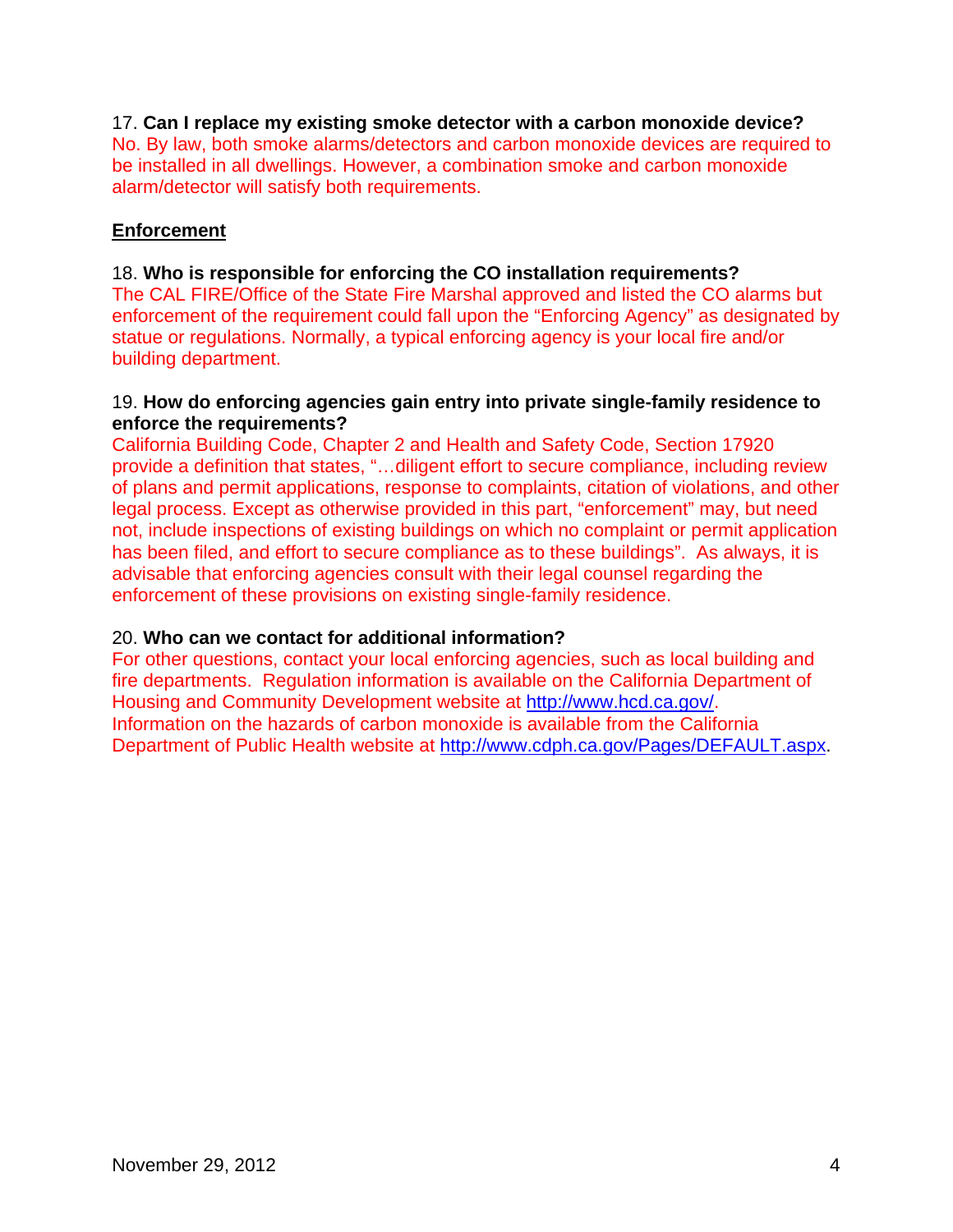17. **Can I replace my existing smoke detector with a carbon monoxide device?**
No. By law, both smoke alarms/detectors and carbon monoxide devices are required to be installed in all dwellings. However, a combination smoke and carbon monoxide alarm/detector will satisfy both requirements.

## Enforcement

18. **Who is responsible for enforcing the CO installation requirements?**
The CAL FIRE/Office of the State Fire Marshal approved and listed the CO alarms but enforcement of the requirement could fall upon the "Enforcing Agency" as designated by statue or regulations. Normally, a typical enforcing agency is your local fire and/or building department.

19. **How do enforcing agencies gain entry into private single-family residence to enforce the requirements?**
California Building Code, Chapter 2 and Health and Safety Code, Section 17920 provide a definition that states, "…diligent effort to secure compliance, including review of plans and permit applications, response to complaints, citation of violations, and other legal process. Except as otherwise provided in this part, "enforcement" may, but need not, include inspections of existing buildings on which no complaint or permit application has been filed, and effort to secure compliance as to these buildings". As always, it is advisable that enforcing agencies consult with their legal counsel regarding the enforcement of these provisions on existing single-family residence.

20. **Who can we contact for additional information?**
For other questions, contact your local enforcing agencies, such as local building and fire departments. Regulation information is available on the California Department of Housing and Community Development website at http://www.hcd.ca.gov/.
Information on the hazards of carbon monoxide is available from the California Department of Public Health website at http://www.cdph.ca.gov/Pages/DEFAULT.aspx.

November 29, 2012